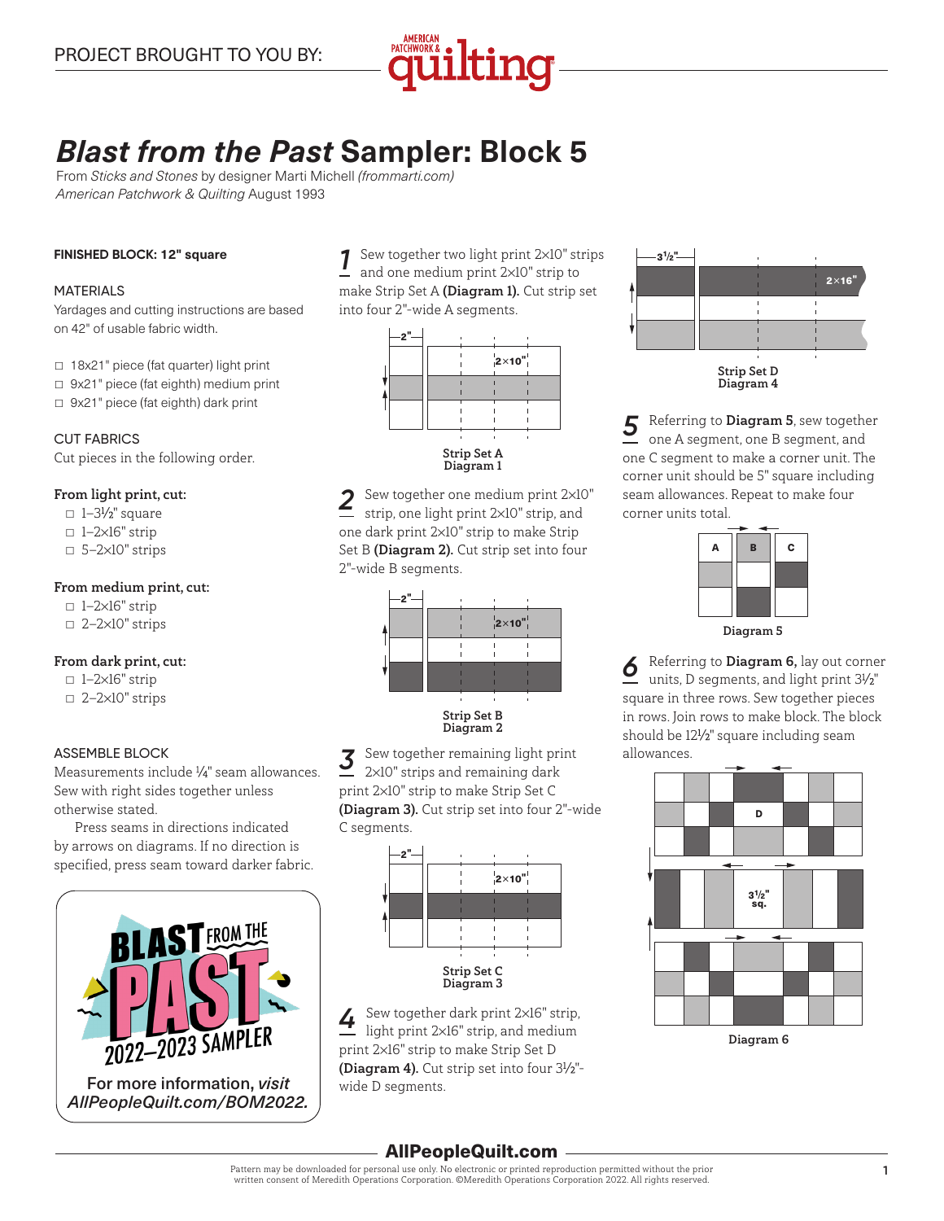PROJECT BROUGHT TO YOU BY: American Patchwork & Quilting

# *Blast from the Past* Sampler: Block 5

From *Sticks and Stones* by designer Marti Michell *(frommarti.com)*
*American Patchwork & Quilting* August 1993

**FINISHED BLOCK: 12" square**

## MATERIALS

Yardages and cutting instructions are based on 42" of usable fabric width.

- ☐ 18x21" piece (fat quarter) light print
- ☐ 9x21" piece (fat eighth) medium print
- ☐ 9x21" piece (fat eighth) dark print

## CUT FABRICS

Cut pieces in the following order.

**From light print, cut:**
- ☐ 1–3½" square
- ☐ 1–2x16" strip
- ☐ 5–2x10" strips

**From medium print, cut:**
- ☐ 1–2x16" strip
- ☐ 2–2x10" strips

**From dark print, cut:**
- ☐ 1–2x16" strip
- ☐ 2–2x10" strips

## ASSEMBLE BLOCK

Measurements include ¼" seam allowances. Sew with right sides together unless otherwise stated.

Press seams in directions indicated by arrows on diagrams. If no direction is specified, press seam toward darker fabric.

**1** Sew together two light print 2x10" strips and one medium print 2x10" strip to make Strip Set A **(Diagram 1).** Cut strip set into four 2"-wide A segments.

Strip Set A
Diagram 1

**2** Sew together one medium print 2x10" strip, one light print 2x10" strip, and one dark print 2x10" strip to make Strip Set B **(Diagram 2).** Cut strip set into four 2"-wide B segments.

Strip Set B
Diagram 2

**3** Sew together remaining light print 2x10" strips and remaining dark print 2x10" strip to make Strip Set C **(Diagram 3).** Cut strip set into four 2"-wide C segments.

Strip Set C
Diagram 3

**4** Sew together dark print 2x16" strip, light print 2x16" strip, and medium print 2x16" strip to make Strip Set D **(Diagram 4).** Cut strip set into four 3½"-wide D segments.

Strip Set D
Diagram 4

**5** Referring to **Diagram 5**, sew together one A segment, one B segment, and one C segment to make a corner unit. The corner unit should be 5" square including seam allowances. Repeat to make four corner units total.

Diagram 5

**6** Referring to **Diagram 6,** lay out corner units, D segments, and light print 3½" square in three rows. Sew together pieces in rows. Join rows to make block. The block should be 12½" square including seam allowances.

Diagram 6

BLAST FROM THE PAST 2022–2023 SAMPLER
For more information, *visit AllPeopleQuilt.com/BOM2022.*

AllPeopleQuilt.com

Pattern may be downloaded for personal use only. No electronic or printed reproduction permitted without the prior written consent of Meredith Operations Corporation. ©Meredith Operations Corporation 2022. All rights reserved.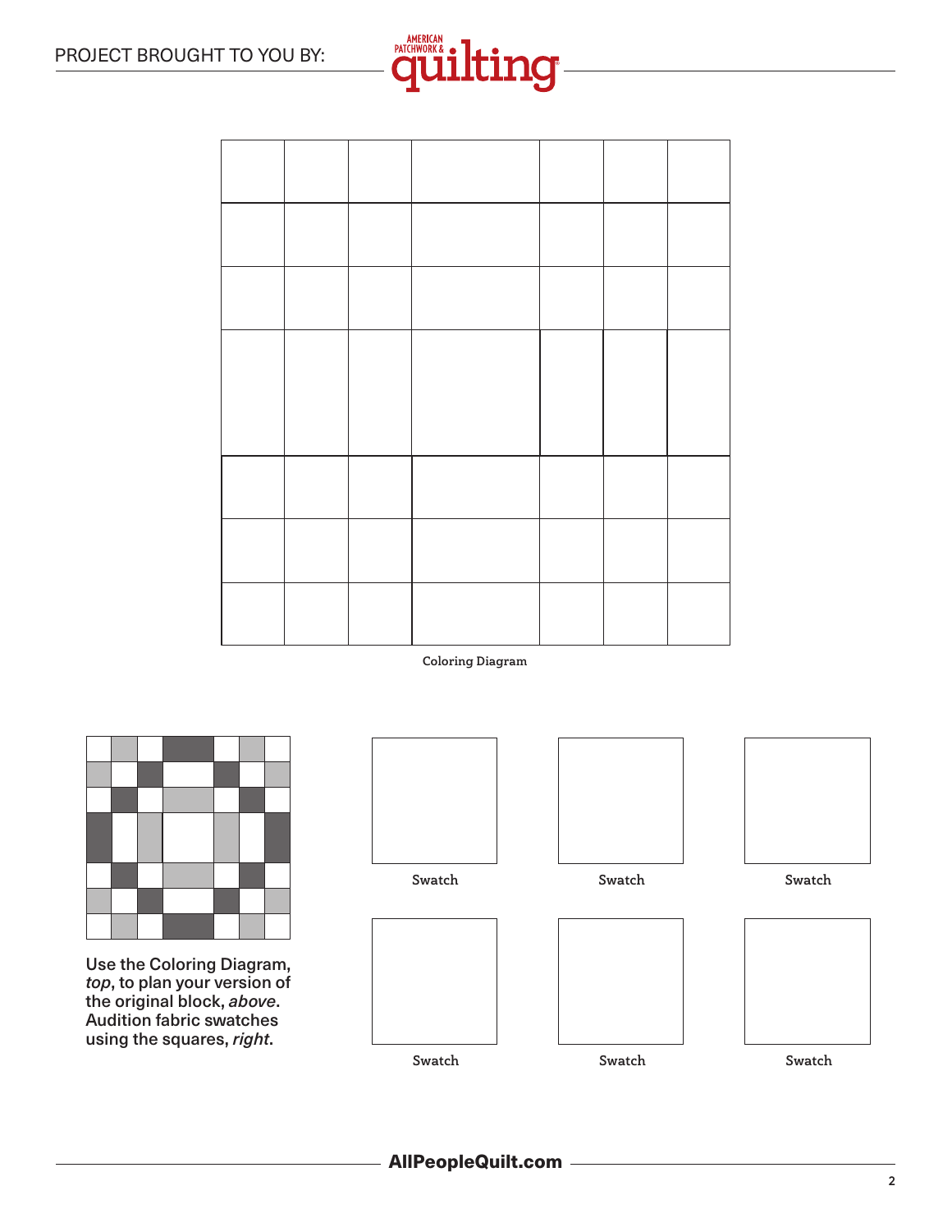Coloring Diagram

Use the Coloring Diagram, *top*, to plan your version of the original block, *above*. Audition fabric swatches using the squares, *right*.

Swatch

Swatch

Swatch

Swatch

Swatch

Swatch